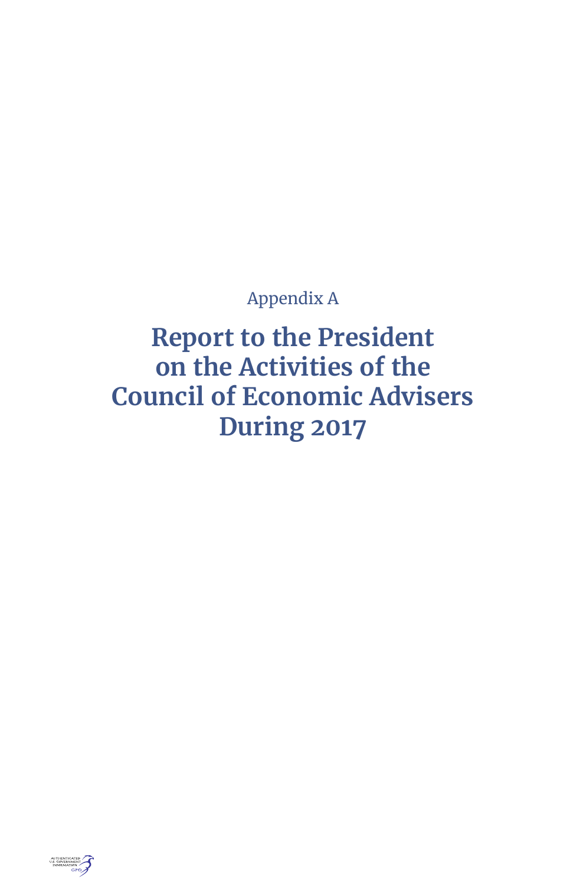Appendix A

# Report to the President on the Activities of the Council of Economic Advisers During 2017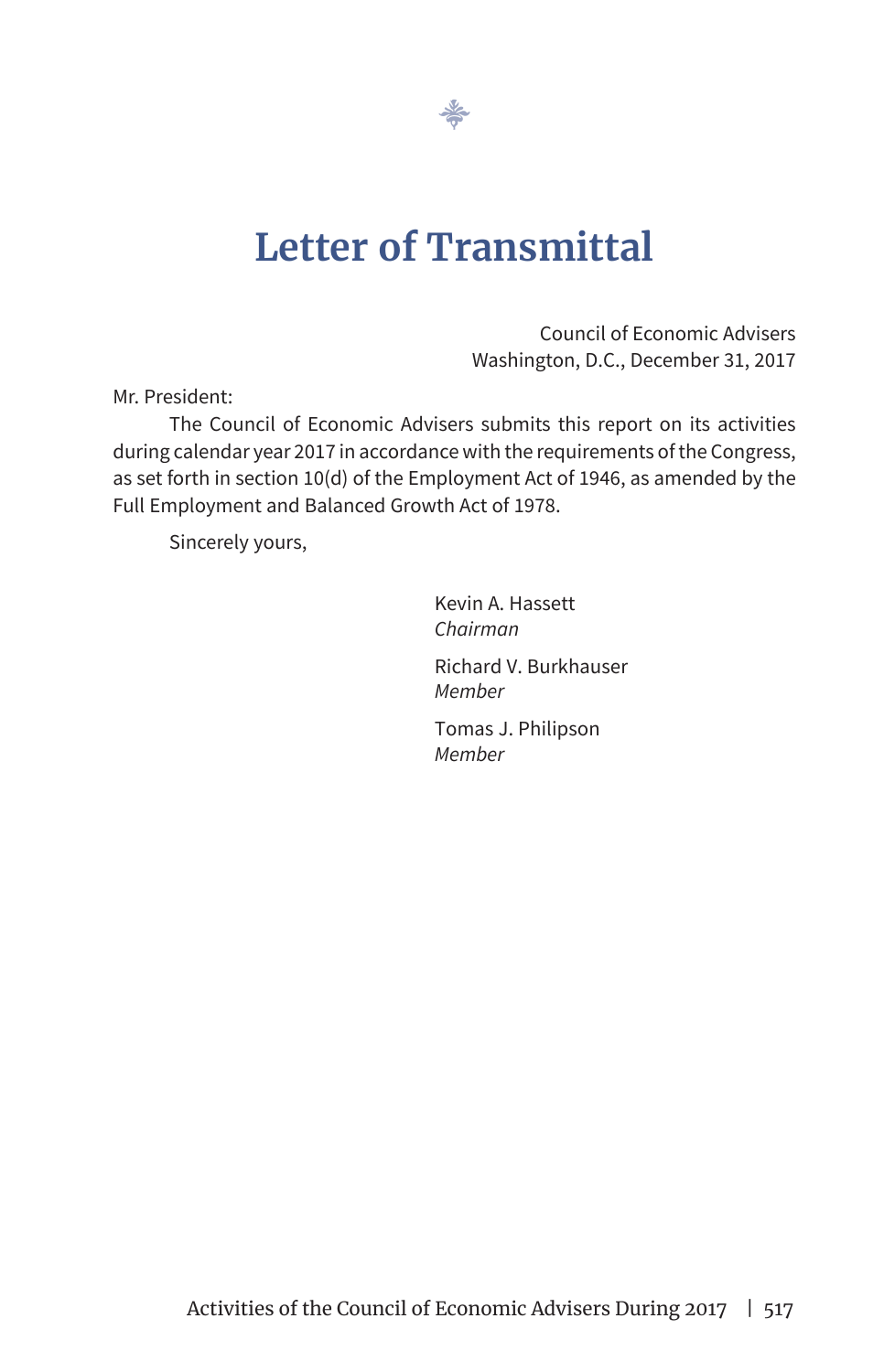# Letter of Transmittal

Council of Economic Advisers
Washington, D.C., December 31, 2017

Mr. President:

The Council of Economic Advisers submits this report on its activities during calendar year 2017 in accordance with the requirements of the Congress, as set forth in section 10(d) of the Employment Act of 1946, as amended by the Full Employment and Balanced Growth Act of 1978.

Sincerely yours,

Kevin A. Hassett
*Chairman*

Richard V. Burkhauser
*Member*

Tomas J. Philipson
*Member*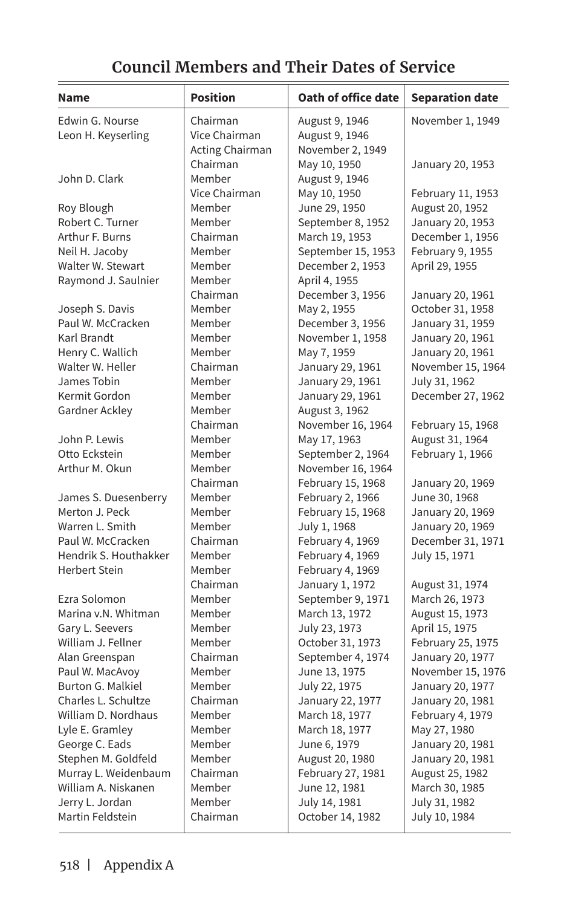## Council Members and Their Dates of Service

| Name | Position | Oath of office date | Separation date |
|---|---|---|---|
| Edwin G. Nourse | Chairman | August 9, 1946 | November 1, 1949 |
| Leon H. Keyserling | Vice Chairman | August 9, 1946 | |
| | Acting Chairman | November 2, 1949 | |
| | Chairman | May 10, 1950 | January 20, 1953 |
| John D. Clark | Member | August 9, 1946 | |
| | Vice Chairman | May 10, 1950 | February 11, 1953 |
| Roy Blough | Member | June 29, 1950 | August 20, 1952 |
| Robert C. Turner | Member | September 8, 1952 | January 20, 1953 |
| Arthur F. Burns | Chairman | March 19, 1953 | December 1, 1956 |
| Neil H. Jacoby | Member | September 15, 1953 | February 9, 1955 |
| Walter W. Stewart | Member | December 2, 1953 | April 29, 1955 |
| Raymond J. Saulnier | Member | April 4, 1955 | |
| | Chairman | December 3, 1956 | January 20, 1961 |
| Joseph S. Davis | Member | May 2, 1955 | October 31, 1958 |
| Paul W. McCracken | Member | December 3, 1956 | January 31, 1959 |
| Karl Brandt | Member | November 1, 1958 | January 20, 1961 |
| Henry C. Wallich | Member | May 7, 1959 | January 20, 1961 |
| Walter W. Heller | Chairman | January 29, 1961 | November 15, 1964 |
| James Tobin | Member | January 29, 1961 | July 31, 1962 |
| Kermit Gordon | Member | January 29, 1961 | December 27, 1962 |
| Gardner Ackley | Member | August 3, 1962 | |
| | Chairman | November 16, 1964 | February 15, 1968 |
| John P. Lewis | Member | May 17, 1963 | August 31, 1964 |
| Otto Eckstein | Member | September 2, 1964 | February 1, 1966 |
| Arthur M. Okun | Member | November 16, 1964 | |
| | Chairman | February 15, 1968 | January 20, 1969 |
| James S. Duesenberry | Member | February 2, 1966 | June 30, 1968 |
| Merton J. Peck | Member | February 15, 1968 | January 20, 1969 |
| Warren L. Smith | Member | July 1, 1968 | January 20, 1969 |
| Paul W. McCracken | Chairman | February 4, 1969 | December 31, 1971 |
| Hendrik S. Houthakker | Member | February 4, 1969 | July 15, 1971 |
| Herbert Stein | Member | February 4, 1969 | |
| | Chairman | January 1, 1972 | August 31, 1974 |
| Ezra Solomon | Member | September 9, 1971 | March 26, 1973 |
| Marina v.N. Whitman | Member | March 13, 1972 | August 15, 1973 |
| Gary L. Seevers | Member | July 23, 1973 | April 15, 1975 |
| William J. Fellner | Member | October 31, 1973 | February 25, 1975 |
| Alan Greenspan | Chairman | September 4, 1974 | January 20, 1977 |
| Paul W. MacAvoy | Member | June 13, 1975 | November 15, 1976 |
| Burton G. Malkiel | Member | July 22, 1975 | January 20, 1977 |
| Charles L. Schultze | Chairman | January 22, 1977 | January 20, 1981 |
| William D. Nordhaus | Member | March 18, 1977 | February 4, 1979 |
| Lyle E. Gramley | Member | March 18, 1977 | May 27, 1980 |
| George C. Eads | Member | June 6, 1979 | January 20, 1981 |
| Stephen M. Goldfeld | Member | August 20, 1980 | January 20, 1981 |
| Murray L. Weidenbaum | Chairman | February 27, 1981 | August 25, 1982 |
| William A. Niskanen | Member | June 12, 1981 | March 30, 1985 |
| Jerry L. Jordan | Member | July 14, 1981 | July 31, 1982 |
| Martin Feldstein | Chairman | October 14, 1982 | July 10, 1984 |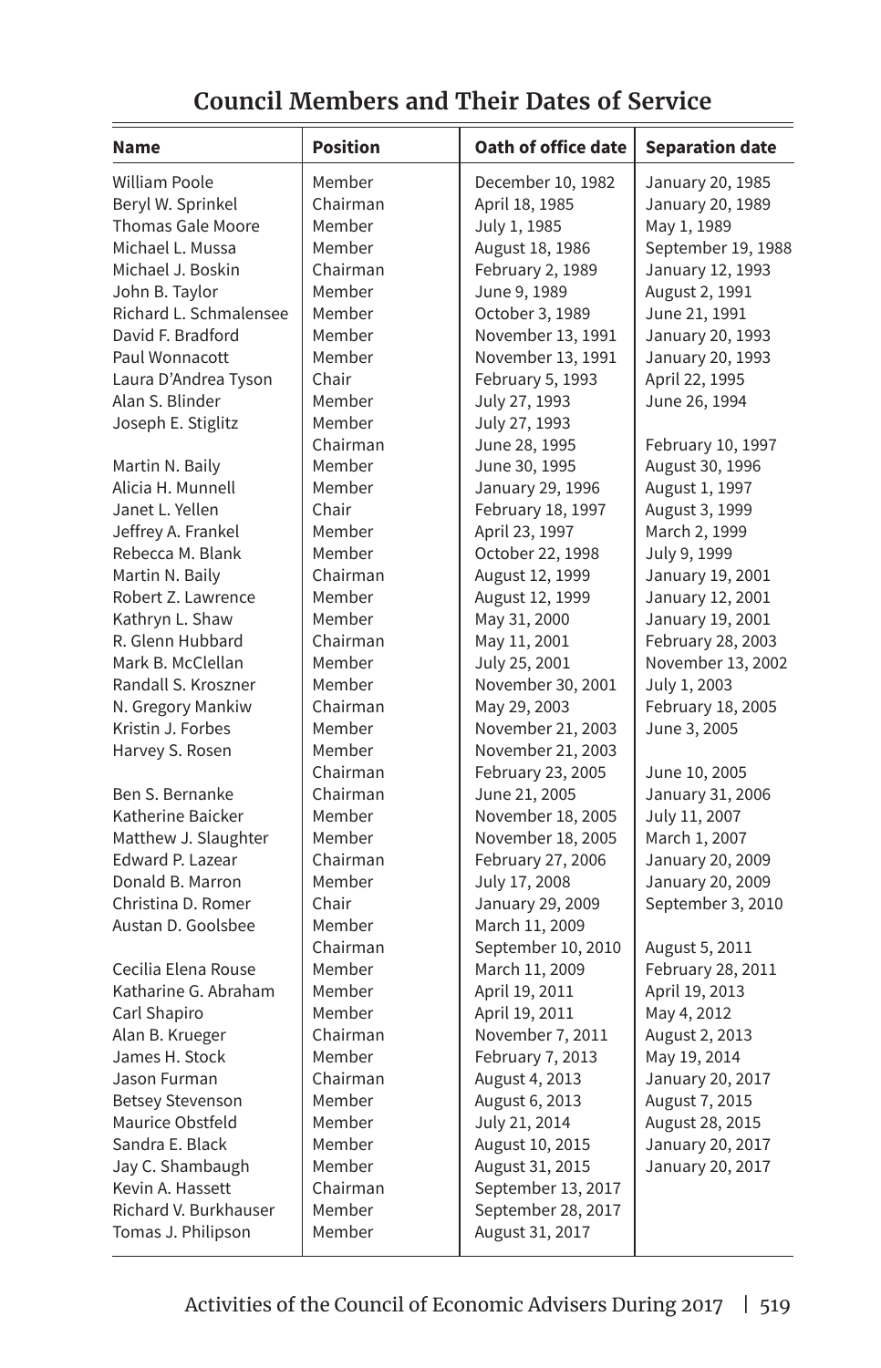## Council Members and Their Dates of Service

| Name | Position | Oath of office date | Separation date |
|---|---|---|---|
| William Poole | Member | December 10, 1982 | January 20, 1985 |
| Beryl W. Sprinkel | Chairman | April 18, 1985 | January 20, 1989 |
| Thomas Gale Moore | Member | July 1, 1985 | May 1, 1989 |
| Michael L. Mussa | Member | August 18, 1986 | September 19, 1988 |
| Michael J. Boskin | Chairman | February 2, 1989 | January 12, 1993 |
| John B. Taylor | Member | June 9, 1989 | August 2, 1991 |
| Richard L. Schmalensee | Member | October 3, 1989 | June 21, 1991 |
| David F. Bradford | Member | November 13, 1991 | January 20, 1993 |
| Paul Wonnacott | Member | November 13, 1991 | January 20, 1993 |
| Laura D'Andrea Tyson | Chair | February 5, 1993 | April 22, 1995 |
| Alan S. Blinder | Member | July 27, 1993 | June 26, 1994 |
| Joseph E. Stiglitz | Member | July 27, 1993 | |
| | Chairman | June 28, 1995 | February 10, 1997 |
| Martin N. Baily | Member | June 30, 1995 | August 30, 1996 |
| Alicia H. Munnell | Member | January 29, 1996 | August 1, 1997 |
| Janet L. Yellen | Chair | February 18, 1997 | August 3, 1999 |
| Jeffrey A. Frankel | Member | April 23, 1997 | March 2, 1999 |
| Rebecca M. Blank | Member | October 22, 1998 | July 9, 1999 |
| Martin N. Baily | Chairman | August 12, 1999 | January 19, 2001 |
| Robert Z. Lawrence | Member | August 12, 1999 | January 12, 2001 |
| Kathryn L. Shaw | Member | May 31, 2000 | January 19, 2001 |
| R. Glenn Hubbard | Chairman | May 11, 2001 | February 28, 2003 |
| Mark B. McClellan | Member | July 25, 2001 | November 13, 2002 |
| Randall S. Kroszner | Member | November 30, 2001 | July 1, 2003 |
| N. Gregory Mankiw | Chairman | May 29, 2003 | February 18, 2005 |
| Kristin J. Forbes | Member | November 21, 2003 | June 3, 2005 |
| Harvey S. Rosen | Member | November 21, 2003 | |
| | Chairman | February 23, 2005 | June 10, 2005 |
| Ben S. Bernanke | Chairman | June 21, 2005 | January 31, 2006 |
| Katherine Baicker | Member | November 18, 2005 | July 11, 2007 |
| Matthew J. Slaughter | Member | November 18, 2005 | March 1, 2007 |
| Edward P. Lazear | Chairman | February 27, 2006 | January 20, 2009 |
| Donald B. Marron | Member | July 17, 2008 | January 20, 2009 |
| Christina D. Romer | Chair | January 29, 2009 | September 3, 2010 |
| Austan D. Goolsbee | Member | March 11, 2009 | |
| | Chairman | September 10, 2010 | August 5, 2011 |
| Cecilia Elena Rouse | Member | March 11, 2009 | February 28, 2011 |
| Katharine G. Abraham | Member | April 19, 2011 | April 19, 2013 |
| Carl Shapiro | Member | April 19, 2011 | May 4, 2012 |
| Alan B. Krueger | Chairman | November 7, 2011 | August 2, 2013 |
| James H. Stock | Member | February 7, 2013 | May 19, 2014 |
| Jason Furman | Chairman | August 4, 2013 | January 20, 2017 |
| Betsey Stevenson | Member | August 6, 2013 | August 7, 2015 |
| Maurice Obstfeld | Member | July 21, 2014 | August 28, 2015 |
| Sandra E. Black | Member | August 10, 2015 | January 20, 2017 |
| Jay C. Shambaugh | Member | August 31, 2015 | January 20, 2017 |
| Kevin A. Hassett | Chairman | September 13, 2017 | |
| Richard V. Burkhauser | Member | September 28, 2017 | |
| Tomas J. Philipson | Member | August 31, 2017 | |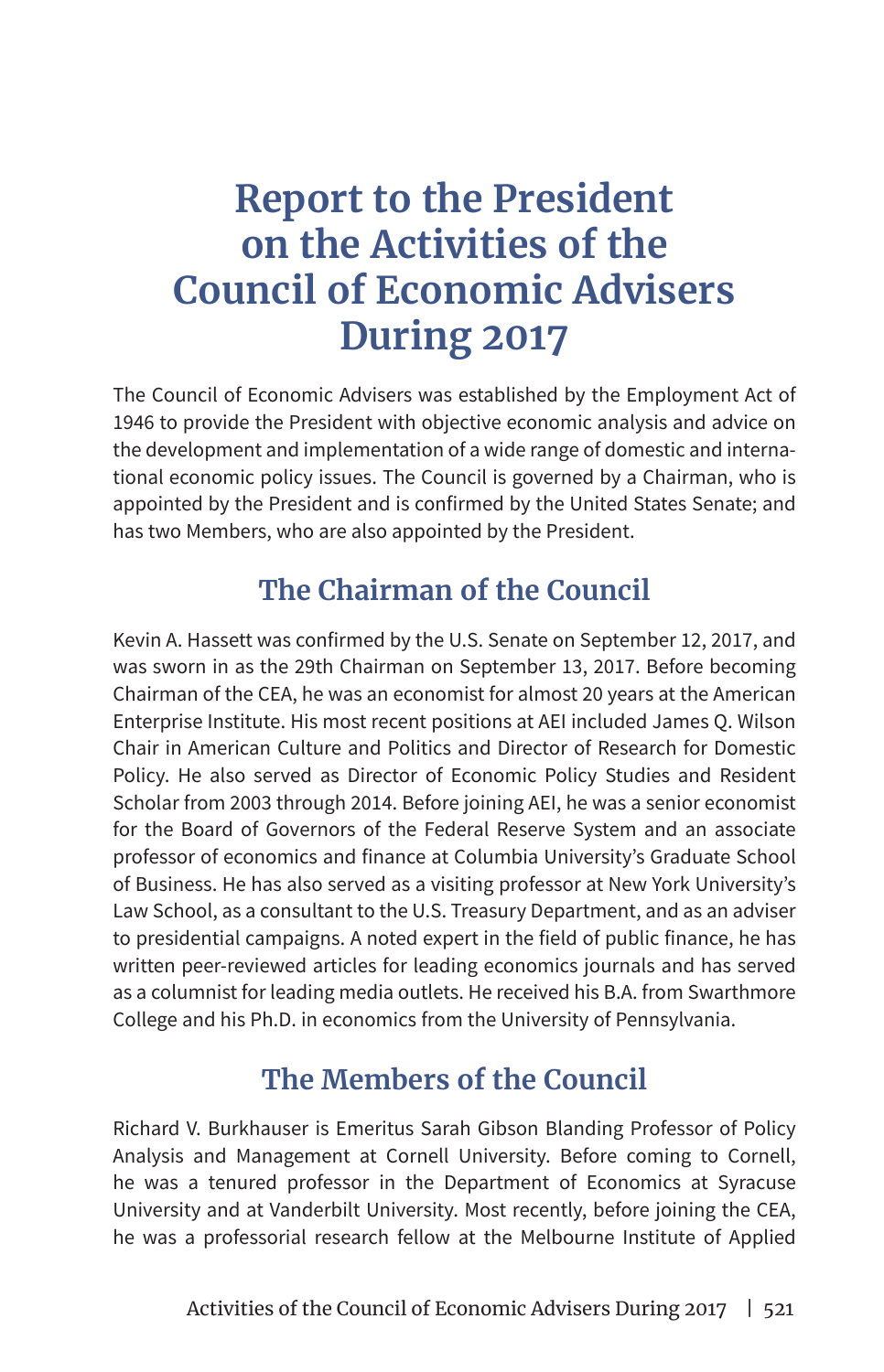# Report to the President on the Activities of the Council of Economic Advisers During 2017

The Council of Economic Advisers was established by the Employment Act of 1946 to provide the President with objective economic analysis and advice on the development and implementation of a wide range of domestic and international economic policy issues. The Council is governed by a Chairman, who is appointed by the President and is confirmed by the United States Senate; and has two Members, who are also appointed by the President.

## The Chairman of the Council

Kevin A. Hassett was confirmed by the U.S. Senate on September 12, 2017, and was sworn in as the 29th Chairman on September 13, 2017. Before becoming Chairman of the CEA, he was an economist for almost 20 years at the American Enterprise Institute. His most recent positions at AEI included James Q. Wilson Chair in American Culture and Politics and Director of Research for Domestic Policy. He also served as Director of Economic Policy Studies and Resident Scholar from 2003 through 2014. Before joining AEI, he was a senior economist for the Board of Governors of the Federal Reserve System and an associate professor of economics and finance at Columbia University's Graduate School of Business. He has also served as a visiting professor at New York University's Law School, as a consultant to the U.S. Treasury Department, and as an adviser to presidential campaigns. A noted expert in the field of public finance, he has written peer-reviewed articles for leading economics journals and has served as a columnist for leading media outlets. He received his B.A. from Swarthmore College and his Ph.D. in economics from the University of Pennsylvania.

## The Members of the Council

Richard V. Burkhauser is Emeritus Sarah Gibson Blanding Professor of Policy Analysis and Management at Cornell University. Before coming to Cornell, he was a tenured professor in the Department of Economics at Syracuse University and at Vanderbilt University. Most recently, before joining the CEA, he was a professorial research fellow at the Melbourne Institute of Applied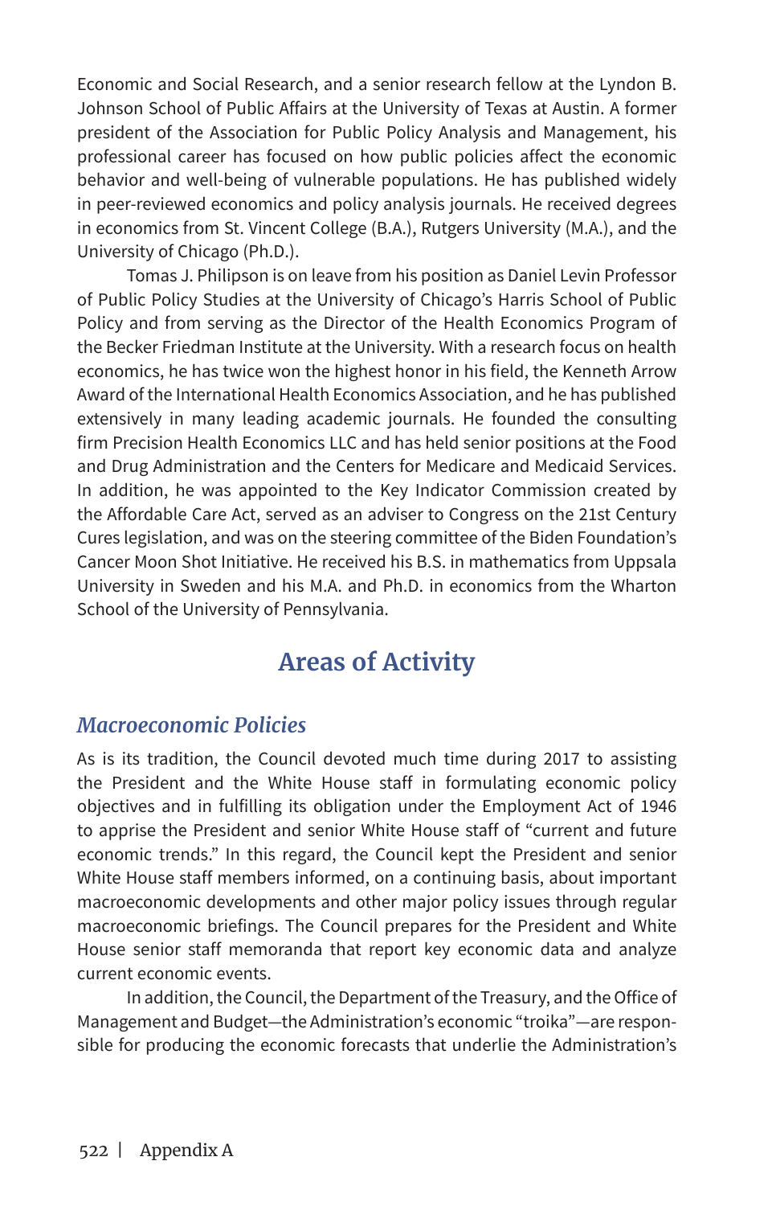Economic and Social Research, and a senior research fellow at the Lyndon B. Johnson School of Public Affairs at the University of Texas at Austin. A former president of the Association for Public Policy Analysis and Management, his professional career has focused on how public policies affect the economic behavior and well-being of vulnerable populations. He has published widely in peer-reviewed economics and policy analysis journals. He received degrees in economics from St. Vincent College (B.A.), Rutgers University (M.A.), and the University of Chicago (Ph.D.).

Tomas J. Philipson is on leave from his position as Daniel Levin Professor of Public Policy Studies at the University of Chicago's Harris School of Public Policy and from serving as the Director of the Health Economics Program of the Becker Friedman Institute at the University. With a research focus on health economics, he has twice won the highest honor in his field, the Kenneth Arrow Award of the International Health Economics Association, and he has published extensively in many leading academic journals. He founded the consulting firm Precision Health Economics LLC and has held senior positions at the Food and Drug Administration and the Centers for Medicare and Medicaid Services. In addition, he was appointed to the Key Indicator Commission created by the Affordable Care Act, served as an adviser to Congress on the 21st Century Cures legislation, and was on the steering committee of the Biden Foundation's Cancer Moon Shot Initiative. He received his B.S. in mathematics from Uppsala University in Sweden and his M.A. and Ph.D. in economics from the Wharton School of the University of Pennsylvania.

## Areas of Activity

### *Macroeconomic Policies*

As is its tradition, the Council devoted much time during 2017 to assisting the President and the White House staff in formulating economic policy objectives and in fulfilling its obligation under the Employment Act of 1946 to apprise the President and senior White House staff of "current and future economic trends." In this regard, the Council kept the President and senior White House staff members informed, on a continuing basis, about important macroeconomic developments and other major policy issues through regular macroeconomic briefings. The Council prepares for the President and White House senior staff memoranda that report key economic data and analyze current economic events.

In addition, the Council, the Department of the Treasury, and the Office of Management and Budget—the Administration's economic "troika"—are responsible for producing the economic forecasts that underlie the Administration's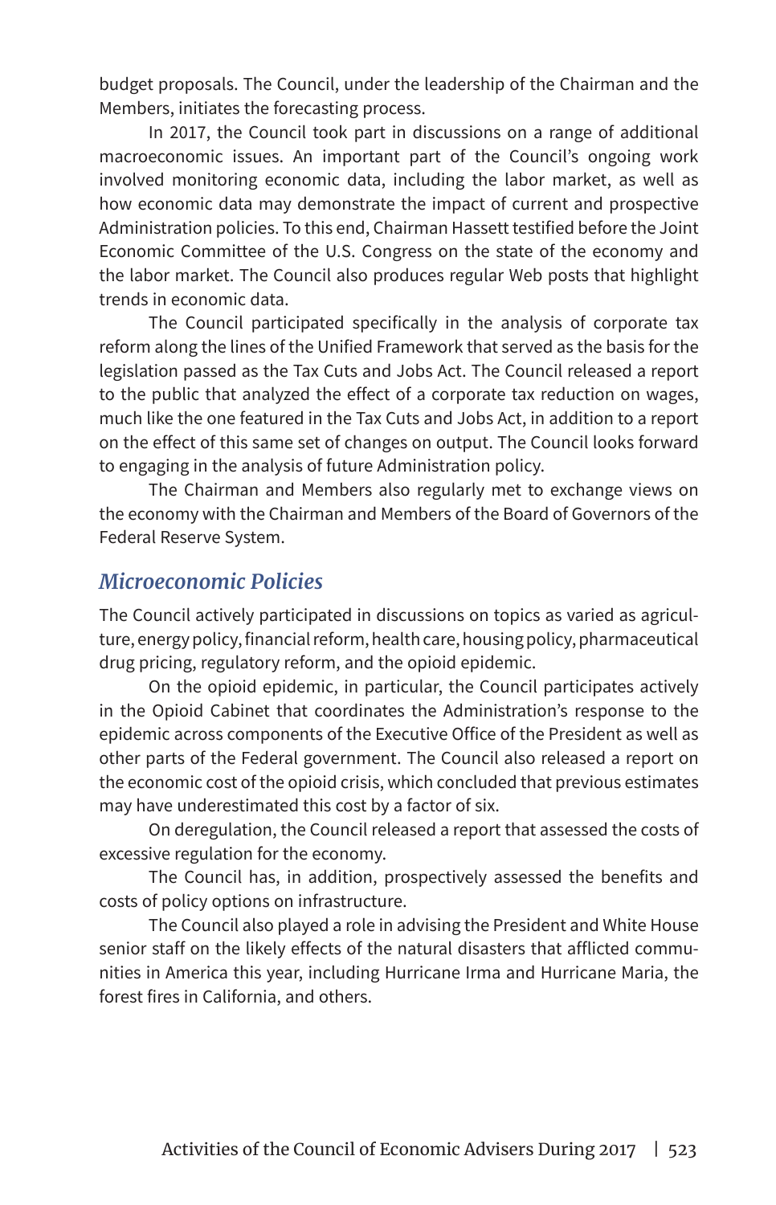budget proposals. The Council, under the leadership of the Chairman and the Members, initiates the forecasting process.

In 2017, the Council took part in discussions on a range of additional macroeconomic issues. An important part of the Council's ongoing work involved monitoring economic data, including the labor market, as well as how economic data may demonstrate the impact of current and prospective Administration policies. To this end, Chairman Hassett testified before the Joint Economic Committee of the U.S. Congress on the state of the economy and the labor market. The Council also produces regular Web posts that highlight trends in economic data.

The Council participated specifically in the analysis of corporate tax reform along the lines of the Unified Framework that served as the basis for the legislation passed as the Tax Cuts and Jobs Act. The Council released a report to the public that analyzed the effect of a corporate tax reduction on wages, much like the one featured in the Tax Cuts and Jobs Act, in addition to a report on the effect of this same set of changes on output. The Council looks forward to engaging in the analysis of future Administration policy.

The Chairman and Members also regularly met to exchange views on the economy with the Chairman and Members of the Board of Governors of the Federal Reserve System.

## *Microeconomic Policies*

The Council actively participated in discussions on topics as varied as agriculture, energy policy, financial reform, health care, housing policy, pharmaceutical drug pricing, regulatory reform, and the opioid epidemic.

On the opioid epidemic, in particular, the Council participates actively in the Opioid Cabinet that coordinates the Administration's response to the epidemic across components of the Executive Office of the President as well as other parts of the Federal government. The Council also released a report on the economic cost of the opioid crisis, which concluded that previous estimates may have underestimated this cost by a factor of six.

On deregulation, the Council released a report that assessed the costs of excessive regulation for the economy.

The Council has, in addition, prospectively assessed the benefits and costs of policy options on infrastructure.

The Council also played a role in advising the President and White House senior staff on the likely effects of the natural disasters that afflicted communities in America this year, including Hurricane Irma and Hurricane Maria, the forest fires in California, and others.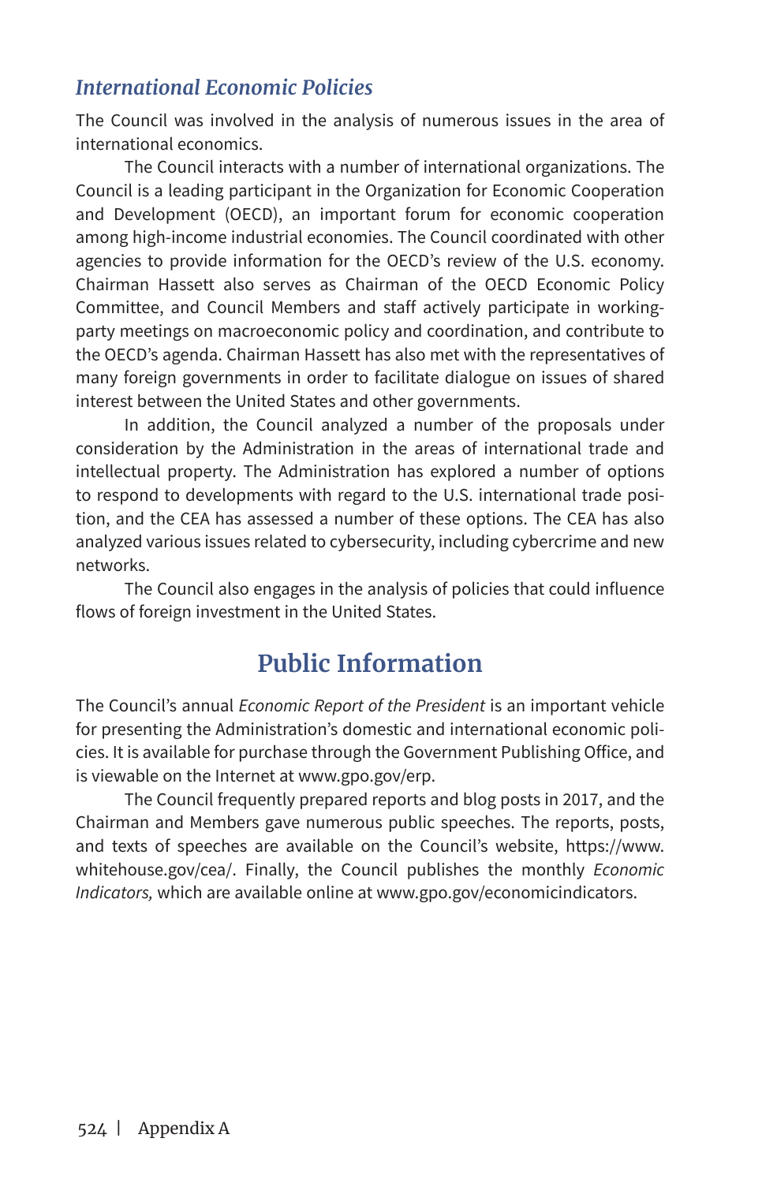### *International Economic Policies*

The Council was involved in the analysis of numerous issues in the area of international economics.

The Council interacts with a number of international organizations. The Council is a leading participant in the Organization for Economic Cooperation and Development (OECD), an important forum for economic cooperation among high-income industrial economies. The Council coordinated with other agencies to provide information for the OECD's review of the U.S. economy. Chairman Hassett also serves as Chairman of the OECD Economic Policy Committee, and Council Members and staff actively participate in working-party meetings on macroeconomic policy and coordination, and contribute to the OECD's agenda. Chairman Hassett has also met with the representatives of many foreign governments in order to facilitate dialogue on issues of shared interest between the United States and other governments.

In addition, the Council analyzed a number of the proposals under consideration by the Administration in the areas of international trade and intellectual property. The Administration has explored a number of options to respond to developments with regard to the U.S. international trade position, and the CEA has assessed a number of these options. The CEA has also analyzed various issues related to cybersecurity, including cybercrime and new networks.

The Council also engages in the analysis of policies that could influence flows of foreign investment in the United States.

## Public Information

The Council's annual *Economic Report of the President* is an important vehicle for presenting the Administration's domestic and international economic policies. It is available for purchase through the Government Publishing Office, and is viewable on the Internet at www.gpo.gov/erp.

The Council frequently prepared reports and blog posts in 2017, and the Chairman and Members gave numerous public speeches. The reports, posts, and texts of speeches are available on the Council's website, https://www.whitehouse.gov/cea/. Finally, the Council publishes the monthly *Economic Indicators,* which are available online at www.gpo.gov/economicindicators.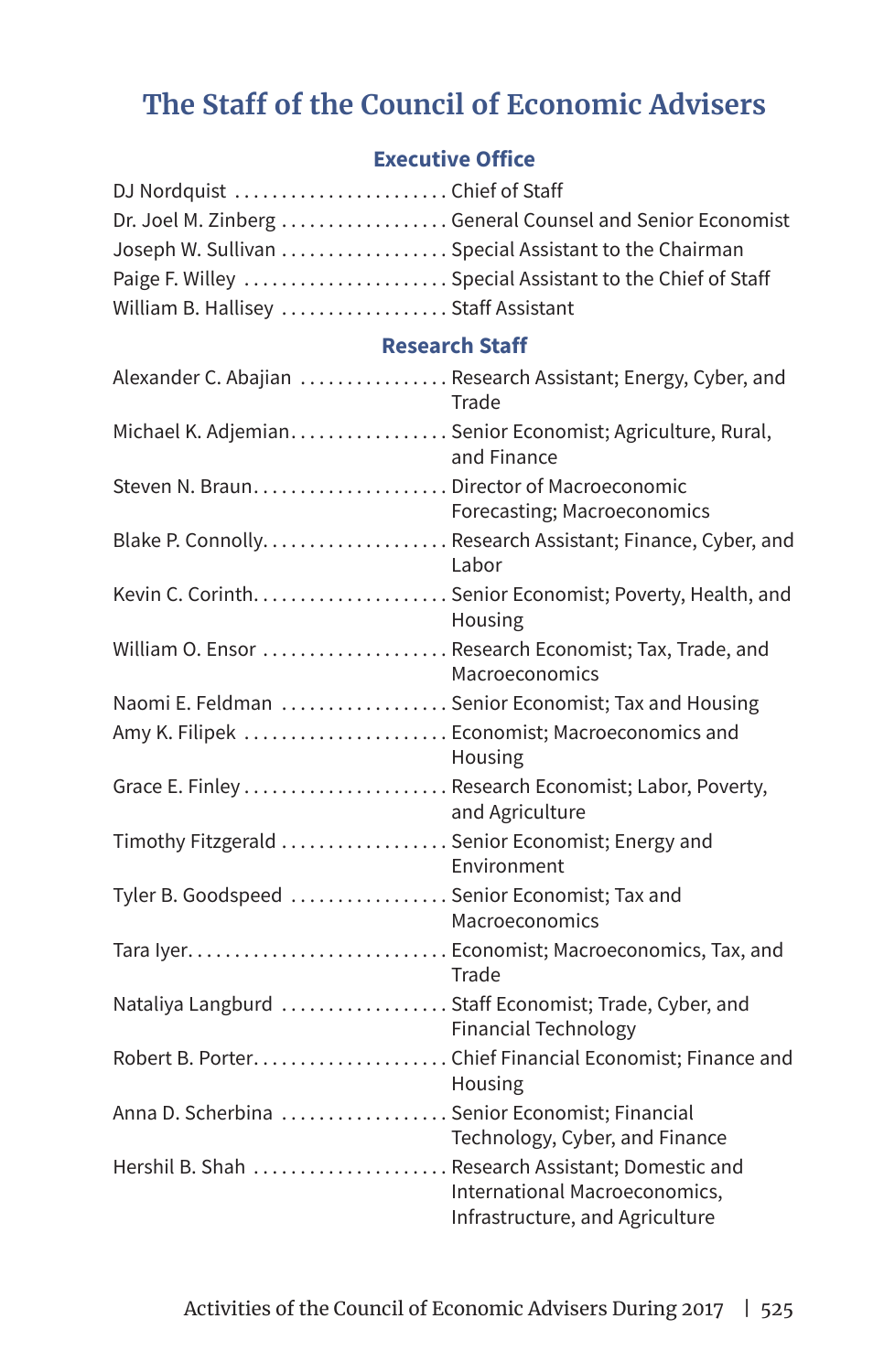# The Staff of the Council of Economic Advisers

## Executive Office

DJ Nordquist ........................ Chief of Staff
Dr. Joel M. Zinberg .................. General Counsel and Senior Economist
Joseph W. Sullivan .................. Special Assistant to the Chairman
Paige F. Willey ...................... Special Assistant to the Chief of Staff
William B. Hallisey .................. Staff Assistant

## Research Staff

Alexander C. Abajian ................ Research Assistant; Energy, Cyber, and Trade
Michael K. Adjemian................. Senior Economist; Agriculture, Rural, and Finance
Steven N. Braun..................... Director of Macroeconomic Forecasting; Macroeconomics
Blake P. Connolly.................... Research Assistant; Finance, Cyber, and Labor
Kevin C. Corinth..................... Senior Economist; Poverty, Health, and Housing
William O. Ensor .................... Research Economist; Tax, Trade, and Macroeconomics
Naomi E. Feldman .................. Senior Economist; Tax and Housing
Amy K. Filipek ...................... Economist; Macroeconomics and Housing
Grace E. Finley ...................... Research Economist; Labor, Poverty, and Agriculture
Timothy Fitzgerald .................. Senior Economist; Energy and Environment
Tyler B. Goodspeed ................. Senior Economist; Tax and Macroeconomics
Tara Iyer............................ Economist; Macroeconomics, Tax, and Trade
Nataliya Langburd .................. Staff Economist; Trade, Cyber, and Financial Technology
Robert B. Porter..................... Chief Financial Economist; Finance and Housing
Anna D. Scherbina .................. Senior Economist; Financial Technology, Cyber, and Finance
Hershil B. Shah ..................... Research Assistant; Domestic and International Macroeconomics, Infrastructure, and Agriculture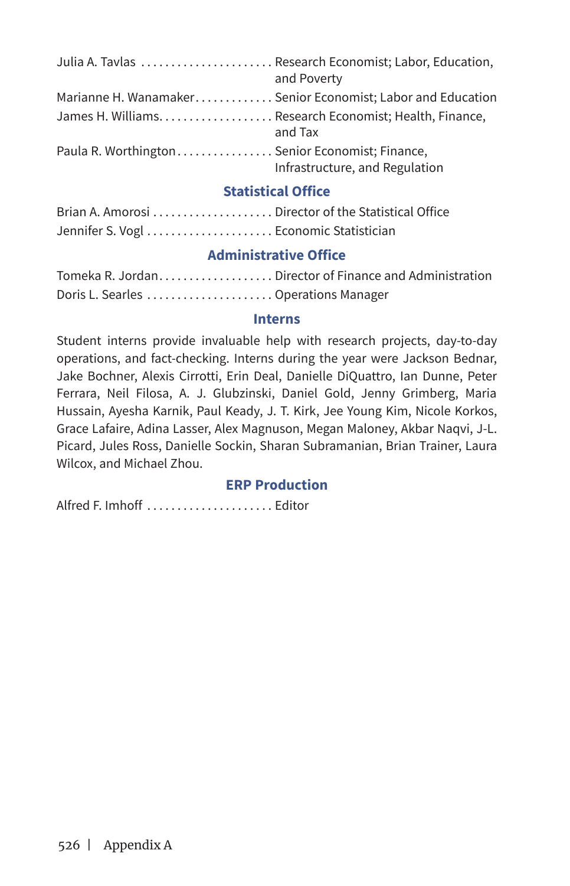Julia A. Tavlas ...................... Research Economist; Labor, Education, and Poverty

Marianne H. Wanamaker............. Senior Economist; Labor and Education

James H. Williams.................. Research Economist; Health, Finance, and Tax

Paula R. Worthington................ Senior Economist; Finance, Infrastructure, and Regulation

## Statistical Office

Brian A. Amorosi .................... Director of the Statistical Office

Jennifer S. Vogl ..................... Economic Statistician

## Administrative Office

Tomeka R. Jordan.................... Director of Finance and Administration

Doris L. Searles ..................... Operations Manager

## Interns

Student interns provide invaluable help with research projects, day-to-day operations, and fact-checking. Interns during the year were Jackson Bednar, Jake Bochner, Alexis Cirrotti, Erin Deal, Danielle DiQuattro, Ian Dunne, Peter Ferrara, Neil Filosa, A. J. Glubzinski, Daniel Gold, Jenny Grimberg, Maria Hussain, Ayesha Karnik, Paul Keady, J. T. Kirk, Jee Young Kim, Nicole Korkos, Grace Lafaire, Adina Lasser, Alex Magnuson, Megan Maloney, Akbar Naqvi, J-L. Picard, Jules Ross, Danielle Sockin, Sharan Subramanian, Brian Trainer, Laura Wilcox, and Michael Zhou.

## ERP Production

Alfred F. Imhoff ..................... Editor